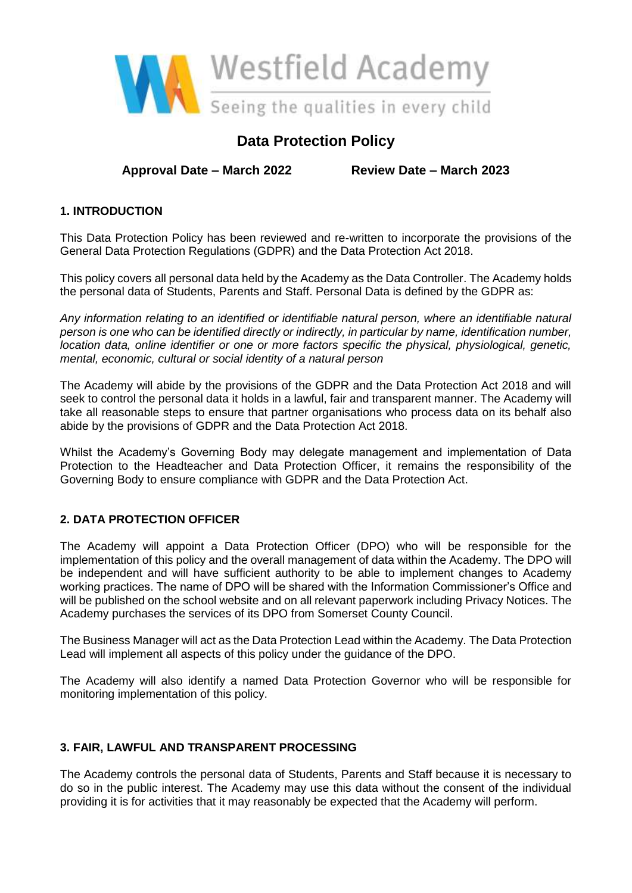Westfield Academy

Seeing the qualities in every child

# Data Protection Policy

**Approval Date – March 2022** **Review Date – March 2023**

## 1. INTRODUCTION

This Data Protection Policy has been reviewed and re-written to incorporate the provisions of the General Data Protection Regulations (GDPR) and the Data Protection Act 2018.

This policy covers all personal data held by the Academy as the Data Controller. The Academy holds the personal data of Students, Parents and Staff. Personal Data is defined by the GDPR as:

*Any information relating to an identified or identifiable natural person, where an identifiable natural person is one who can be identified directly or indirectly, in particular by name, identification number, location data, online identifier or one or more factors specific the physical, physiological, genetic, mental, economic, cultural or social identity of a natural person*

The Academy will abide by the provisions of the GDPR and the Data Protection Act 2018 and will seek to control the personal data it holds in a lawful, fair and transparent manner. The Academy will take all reasonable steps to ensure that partner organisations who process data on its behalf also abide by the provisions of GDPR and the Data Protection Act 2018.

Whilst the Academy's Governing Body may delegate management and implementation of Data Protection to the Headteacher and Data Protection Officer, it remains the responsibility of the Governing Body to ensure compliance with GDPR and the Data Protection Act.

## 2. DATA PROTECTION OFFICER

The Academy will appoint a Data Protection Officer (DPO) who will be responsible for the implementation of this policy and the overall management of data within the Academy. The DPO will be independent and will have sufficient authority to be able to implement changes to Academy working practices. The name of DPO will be shared with the Information Commissioner's Office and will be published on the school website and on all relevant paperwork including Privacy Notices. The Academy purchases the services of its DPO from Somerset County Council.

The Business Manager will act as the Data Protection Lead within the Academy. The Data Protection Lead will implement all aspects of this policy under the guidance of the DPO.

The Academy will also identify a named Data Protection Governor who will be responsible for monitoring implementation of this policy.

## 3. FAIR, LAWFUL AND TRANSPARENT PROCESSING

The Academy controls the personal data of Students, Parents and Staff because it is necessary to do so in the public interest. The Academy may use this data without the consent of the individual providing it is for activities that it may reasonably be expected that the Academy will perform.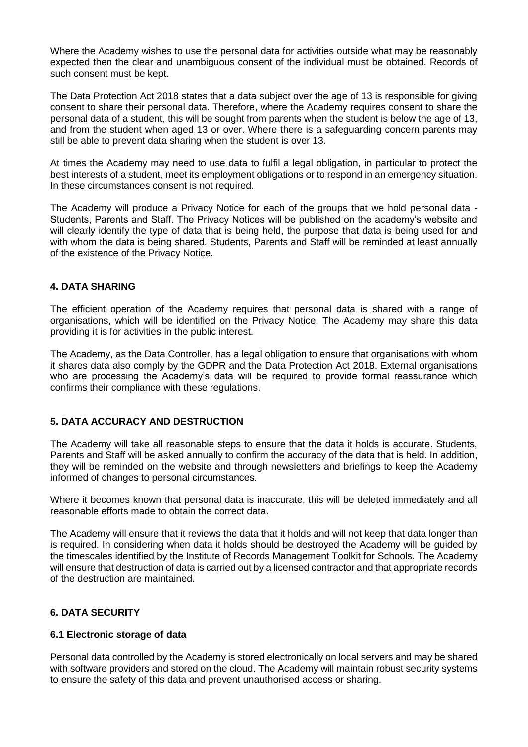Where the Academy wishes to use the personal data for activities outside what may be reasonably expected then the clear and unambiguous consent of the individual must be obtained. Records of such consent must be kept.

The Data Protection Act 2018 states that a data subject over the age of 13 is responsible for giving consent to share their personal data. Therefore, where the Academy requires consent to share the personal data of a student, this will be sought from parents when the student is below the age of 13, and from the student when aged 13 or over. Where there is a safeguarding concern parents may still be able to prevent data sharing when the student is over 13.

At times the Academy may need to use data to fulfil a legal obligation, in particular to protect the best interests of a student, meet its employment obligations or to respond in an emergency situation. In these circumstances consent is not required.

The Academy will produce a Privacy Notice for each of the groups that we hold personal data - Students, Parents and Staff. The Privacy Notices will be published on the academy's website and will clearly identify the type of data that is being held, the purpose that data is being used for and with whom the data is being shared. Students, Parents and Staff will be reminded at least annually of the existence of the Privacy Notice.

## 4. DATA SHARING

The efficient operation of the Academy requires that personal data is shared with a range of organisations, which will be identified on the Privacy Notice. The Academy may share this data providing it is for activities in the public interest.

The Academy, as the Data Controller, has a legal obligation to ensure that organisations with whom it shares data also comply by the GDPR and the Data Protection Act 2018. External organisations who are processing the Academy's data will be required to provide formal reassurance which confirms their compliance with these regulations.

## 5. DATA ACCURACY AND DESTRUCTION

The Academy will take all reasonable steps to ensure that the data it holds is accurate. Students, Parents and Staff will be asked annually to confirm the accuracy of the data that is held. In addition, they will be reminded on the website and through newsletters and briefings to keep the Academy informed of changes to personal circumstances.

Where it becomes known that personal data is inaccurate, this will be deleted immediately and all reasonable efforts made to obtain the correct data.

The Academy will ensure that it reviews the data that it holds and will not keep that data longer than is required. In considering when data it holds should be destroyed the Academy will be guided by the timescales identified by the Institute of Records Management Toolkit for Schools. The Academy will ensure that destruction of data is carried out by a licensed contractor and that appropriate records of the destruction are maintained.

## 6. DATA SECURITY

### 6.1 Electronic storage of data

Personal data controlled by the Academy is stored electronically on local servers and may be shared with software providers and stored on the cloud. The Academy will maintain robust security systems to ensure the safety of this data and prevent unauthorised access or sharing.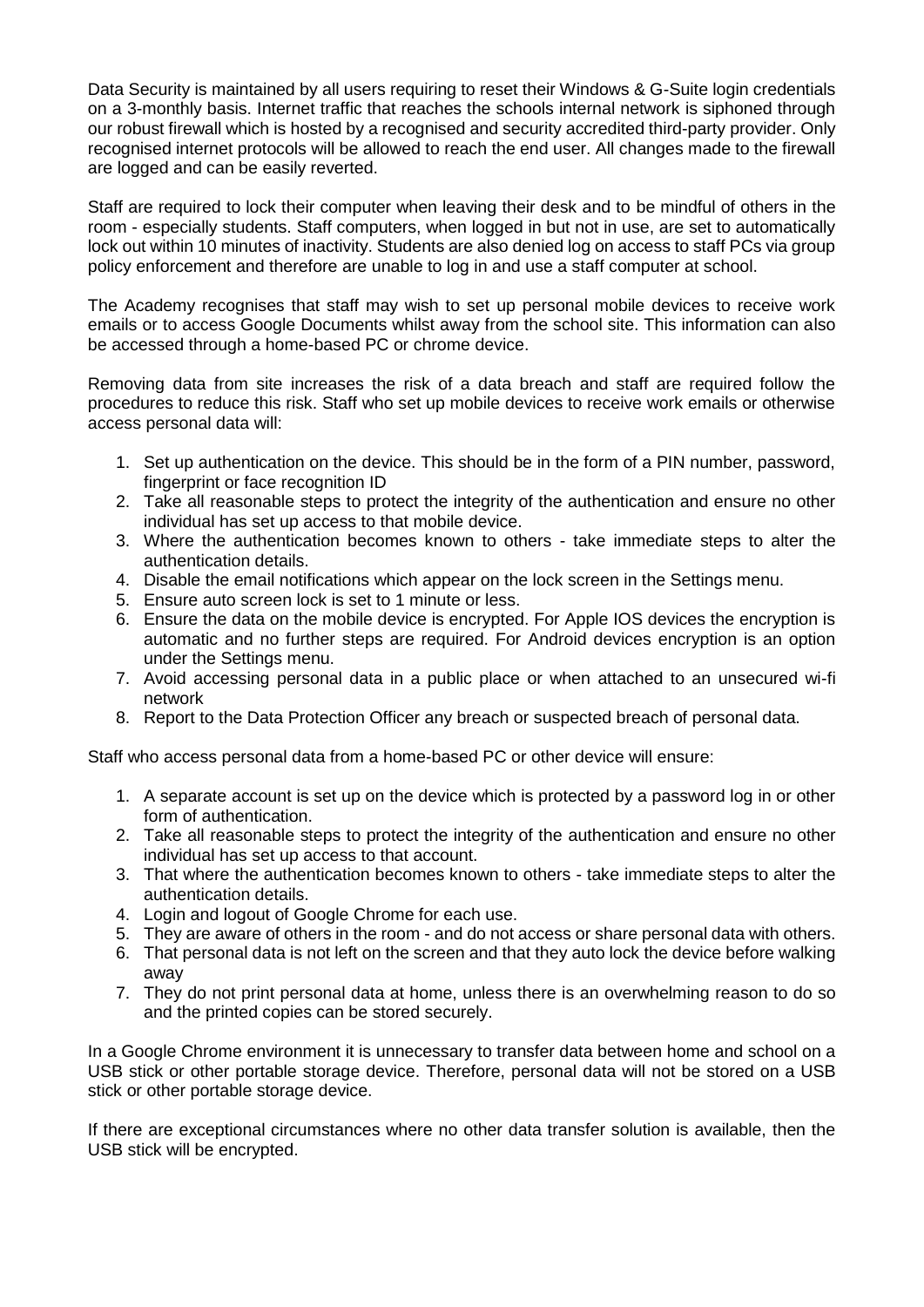Data Security is maintained by all users requiring to reset their Windows & G-Suite login credentials on a 3-monthly basis. Internet traffic that reaches the schools internal network is siphoned through our robust firewall which is hosted by a recognised and security accredited third-party provider. Only recognised internet protocols will be allowed to reach the end user. All changes made to the firewall are logged and can be easily reverted.

Staff are required to lock their computer when leaving their desk and to be mindful of others in the room - especially students. Staff computers, when logged in but not in use, are set to automatically lock out within 10 minutes of inactivity. Students are also denied log on access to staff PCs via group policy enforcement and therefore are unable to log in and use a staff computer at school.

The Academy recognises that staff may wish to set up personal mobile devices to receive work emails or to access Google Documents whilst away from the school site. This information can also be accessed through a home-based PC or chrome device.

Removing data from site increases the risk of a data breach and staff are required follow the procedures to reduce this risk. Staff who set up mobile devices to receive work emails or otherwise access personal data will:

1. Set up authentication on the device. This should be in the form of a PIN number, password, fingerprint or face recognition ID
2. Take all reasonable steps to protect the integrity of the authentication and ensure no other individual has set up access to that mobile device.
3. Where the authentication becomes known to others - take immediate steps to alter the authentication details.
4. Disable the email notifications which appear on the lock screen in the Settings menu.
5. Ensure auto screen lock is set to 1 minute or less.
6. Ensure the data on the mobile device is encrypted. For Apple IOS devices the encryption is automatic and no further steps are required. For Android devices encryption is an option under the Settings menu.
7. Avoid accessing personal data in a public place or when attached to an unsecured wi-fi network
8. Report to the Data Protection Officer any breach or suspected breach of personal data.

Staff who access personal data from a home-based PC or other device will ensure:

1. A separate account is set up on the device which is protected by a password log in or other form of authentication.
2. Take all reasonable steps to protect the integrity of the authentication and ensure no other individual has set up access to that account.
3. That where the authentication becomes known to others - take immediate steps to alter the authentication details.
4. Login and logout of Google Chrome for each use.
5. They are aware of others in the room - and do not access or share personal data with others.
6. That personal data is not left on the screen and that they auto lock the device before walking away
7. They do not print personal data at home, unless there is an overwhelming reason to do so and the printed copies can be stored securely.

In a Google Chrome environment it is unnecessary to transfer data between home and school on a USB stick or other portable storage device. Therefore, personal data will not be stored on a USB stick or other portable storage device.

If there are exceptional circumstances where no other data transfer solution is available, then the USB stick will be encrypted.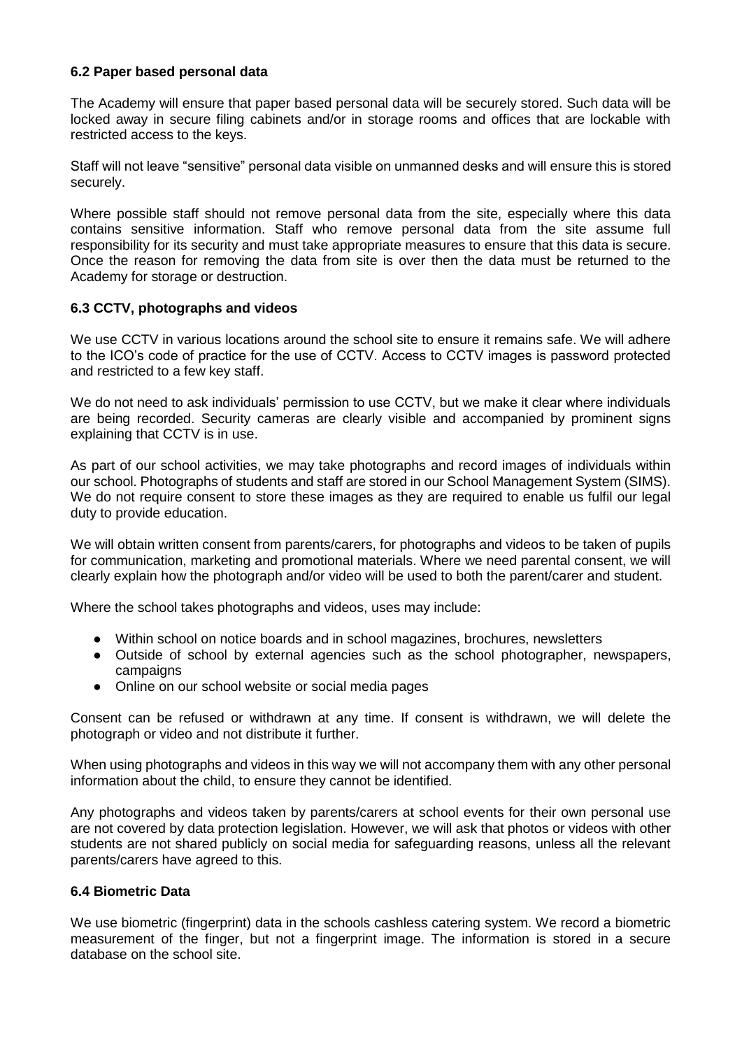### 6.2 Paper based personal data

The Academy will ensure that paper based personal data will be securely stored. Such data will be locked away in secure filing cabinets and/or in storage rooms and offices that are lockable with restricted access to the keys.

Staff will not leave "sensitive" personal data visible on unmanned desks and will ensure this is stored securely.

Where possible staff should not remove personal data from the site, especially where this data contains sensitive information. Staff who remove personal data from the site assume full responsibility for its security and must take appropriate measures to ensure that this data is secure. Once the reason for removing the data from site is over then the data must be returned to the Academy for storage or destruction.

### 6.3 CCTV, photographs and videos

We use CCTV in various locations around the school site to ensure it remains safe. We will adhere to the ICO's code of practice for the use of CCTV. Access to CCTV images is password protected and restricted to a few key staff.

We do not need to ask individuals' permission to use CCTV, but we make it clear where individuals are being recorded. Security cameras are clearly visible and accompanied by prominent signs explaining that CCTV is in use.

As part of our school activities, we may take photographs and record images of individuals within our school. Photographs of students and staff are stored in our School Management System (SIMS). We do not require consent to store these images as they are required to enable us fulfil our legal duty to provide education.

We will obtain written consent from parents/carers, for photographs and videos to be taken of pupils for communication, marketing and promotional materials. Where we need parental consent, we will clearly explain how the photograph and/or video will be used to both the parent/carer and student.

Where the school takes photographs and videos, uses may include:

- Within school on notice boards and in school magazines, brochures, newsletters
- Outside of school by external agencies such as the school photographer, newspapers, campaigns
- Online on our school website or social media pages

Consent can be refused or withdrawn at any time. If consent is withdrawn, we will delete the photograph or video and not distribute it further.

When using photographs and videos in this way we will not accompany them with any other personal information about the child, to ensure they cannot be identified.

Any photographs and videos taken by parents/carers at school events for their own personal use are not covered by data protection legislation. However, we will ask that photos or videos with other students are not shared publicly on social media for safeguarding reasons, unless all the relevant parents/carers have agreed to this.

### 6.4 Biometric Data

We use biometric (fingerprint) data in the schools cashless catering system. We record a biometric measurement of the finger, but not a fingerprint image. The information is stored in a secure database on the school site.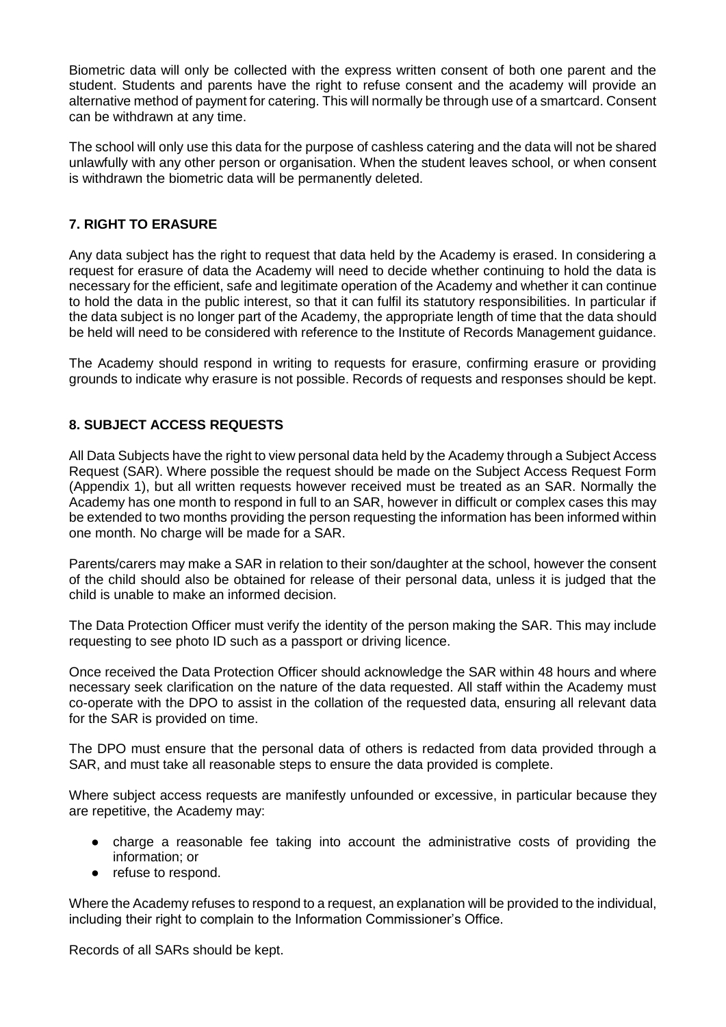Biometric data will only be collected with the express written consent of both one parent and the student. Students and parents have the right to refuse consent and the academy will provide an alternative method of payment for catering. This will normally be through use of a smartcard. Consent can be withdrawn at any time.

The school will only use this data for the purpose of cashless catering and the data will not be shared unlawfully with any other person or organisation. When the student leaves school, or when consent is withdrawn the biometric data will be permanently deleted.

## 7. RIGHT TO ERASURE

Any data subject has the right to request that data held by the Academy is erased. In considering a request for erasure of data the Academy will need to decide whether continuing to hold the data is necessary for the efficient, safe and legitimate operation of the Academy and whether it can continue to hold the data in the public interest, so that it can fulfil its statutory responsibilities. In particular if the data subject is no longer part of the Academy, the appropriate length of time that the data should be held will need to be considered with reference to the Institute of Records Management guidance.

The Academy should respond in writing to requests for erasure, confirming erasure or providing grounds to indicate why erasure is not possible. Records of requests and responses should be kept.

## 8. SUBJECT ACCESS REQUESTS

All Data Subjects have the right to view personal data held by the Academy through a Subject Access Request (SAR). Where possible the request should be made on the Subject Access Request Form (Appendix 1), but all written requests however received must be treated as an SAR. Normally the Academy has one month to respond in full to an SAR, however in difficult or complex cases this may be extended to two months providing the person requesting the information has been informed within one month. No charge will be made for a SAR.

Parents/carers may make a SAR in relation to their son/daughter at the school, however the consent of the child should also be obtained for release of their personal data, unless it is judged that the child is unable to make an informed decision.

The Data Protection Officer must verify the identity of the person making the SAR. This may include requesting to see photo ID such as a passport or driving licence.

Once received the Data Protection Officer should acknowledge the SAR within 48 hours and where necessary seek clarification on the nature of the data requested. All staff within the Academy must co-operate with the DPO to assist in the collation of the requested data, ensuring all relevant data for the SAR is provided on time.

The DPO must ensure that the personal data of others is redacted from data provided through a SAR, and must take all reasonable steps to ensure the data provided is complete.

Where subject access requests are manifestly unfounded or excessive, in particular because they are repetitive, the Academy may:

- charge a reasonable fee taking into account the administrative costs of providing the information; or
- refuse to respond.

Where the Academy refuses to respond to a request, an explanation will be provided to the individual, including their right to complain to the Information Commissioner's Office.

Records of all SARs should be kept.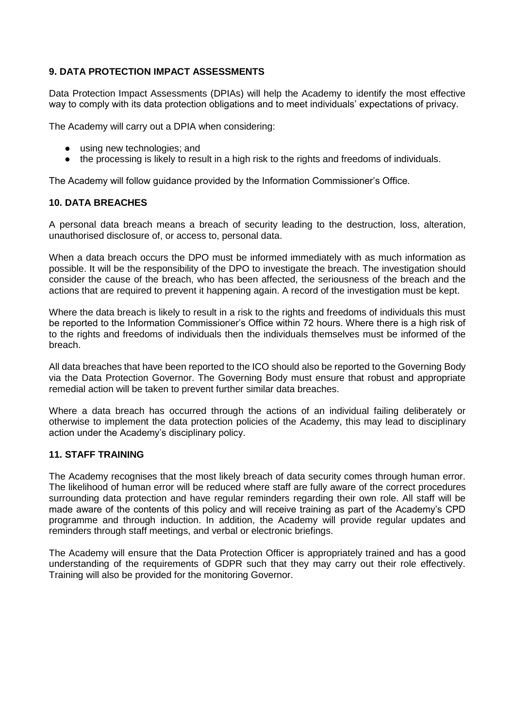## 9. DATA PROTECTION IMPACT ASSESSMENTS

Data Protection Impact Assessments (DPIAs) will help the Academy to identify the most effective way to comply with its data protection obligations and to meet individuals' expectations of privacy.

The Academy will carry out a DPIA when considering:

- using new technologies; and
- the processing is likely to result in a high risk to the rights and freedoms of individuals.

The Academy will follow guidance provided by the Information Commissioner's Office.

## 10. DATA BREACHES

A personal data breach means a breach of security leading to the destruction, loss, alteration, unauthorised disclosure of, or access to, personal data.

When a data breach occurs the DPO must be informed immediately with as much information as possible. It will be the responsibility of the DPO to investigate the breach. The investigation should consider the cause of the breach, who has been affected, the seriousness of the breach and the actions that are required to prevent it happening again. A record of the investigation must be kept.

Where the data breach is likely to result in a risk to the rights and freedoms of individuals this must be reported to the Information Commissioner's Office within 72 hours. Where there is a high risk of to the rights and freedoms of individuals then the individuals themselves must be informed of the breach.

All data breaches that have been reported to the ICO should also be reported to the Governing Body via the Data Protection Governor. The Governing Body must ensure that robust and appropriate remedial action will be taken to prevent further similar data breaches.

Where a data breach has occurred through the actions of an individual failing deliberately or otherwise to implement the data protection policies of the Academy, this may lead to disciplinary action under the Academy's disciplinary policy.

## 11. STAFF TRAINING

The Academy recognises that the most likely breach of data security comes through human error. The likelihood of human error will be reduced where staff are fully aware of the correct procedures surrounding data protection and have regular reminders regarding their own role. All staff will be made aware of the contents of this policy and will receive training as part of the Academy's CPD programme and through induction. In addition, the Academy will provide regular updates and reminders through staff meetings, and verbal or electronic briefings.

The Academy will ensure that the Data Protection Officer is appropriately trained and has a good understanding of the requirements of GDPR such that they may carry out their role effectively. Training will also be provided for the monitoring Governor.